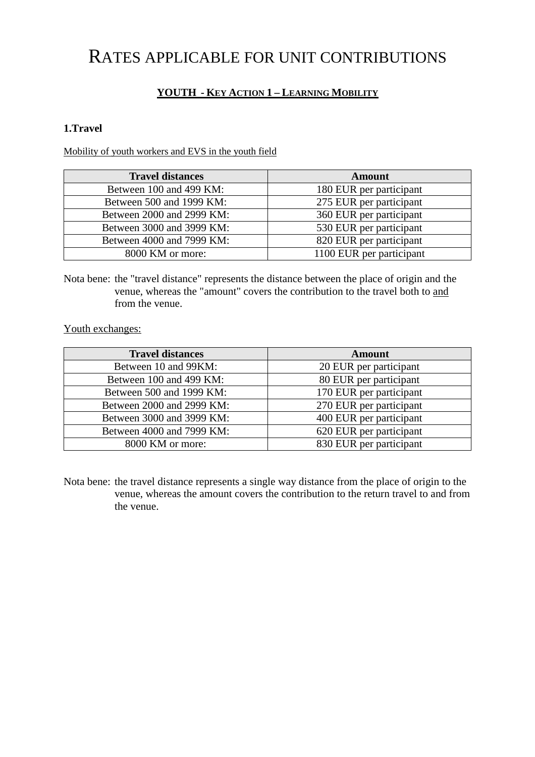# RATES APPLICABLE FOR UNIT CONTRIBUTIONS

## YOUTH - KEY ACTION 1 – LEARNING MOBILITY

### 1.Travel

Mobility of youth workers and EVS in the youth field

| Travel distances | Amount |
|---|---|
| Between 100 and 499 KM: | 180 EUR per participant |
| Between 500 and 1999 KM: | 275 EUR per participant |
| Between 2000 and 2999 KM: | 360 EUR per participant |
| Between 3000 and 3999 KM: | 530 EUR per participant |
| Between 4000 and 7999 KM: | 820 EUR per participant |
| 8000 KM or more: | 1100 EUR per participant |

Nota bene: the "travel distance" represents the distance between the place of origin and the venue, whereas the "amount" covers the contribution to the travel both to and from the venue.

Youth exchanges:

| Travel distances | Amount |
|---|---|
| Between 10 and 99KM: | 20 EUR per participant |
| Between 100 and 499 KM: | 80 EUR per participant |
| Between 500 and 1999 KM: | 170 EUR per participant |
| Between 2000 and 2999 KM: | 270 EUR per participant |
| Between 3000 and 3999 KM: | 400 EUR per participant |
| Between 4000 and 7999 KM: | 620 EUR per participant |
| 8000 KM or more: | 830 EUR per participant |

Nota bene: the travel distance represents a single way distance from the place of origin to the venue, whereas the amount covers the contribution to the return travel to and from the venue.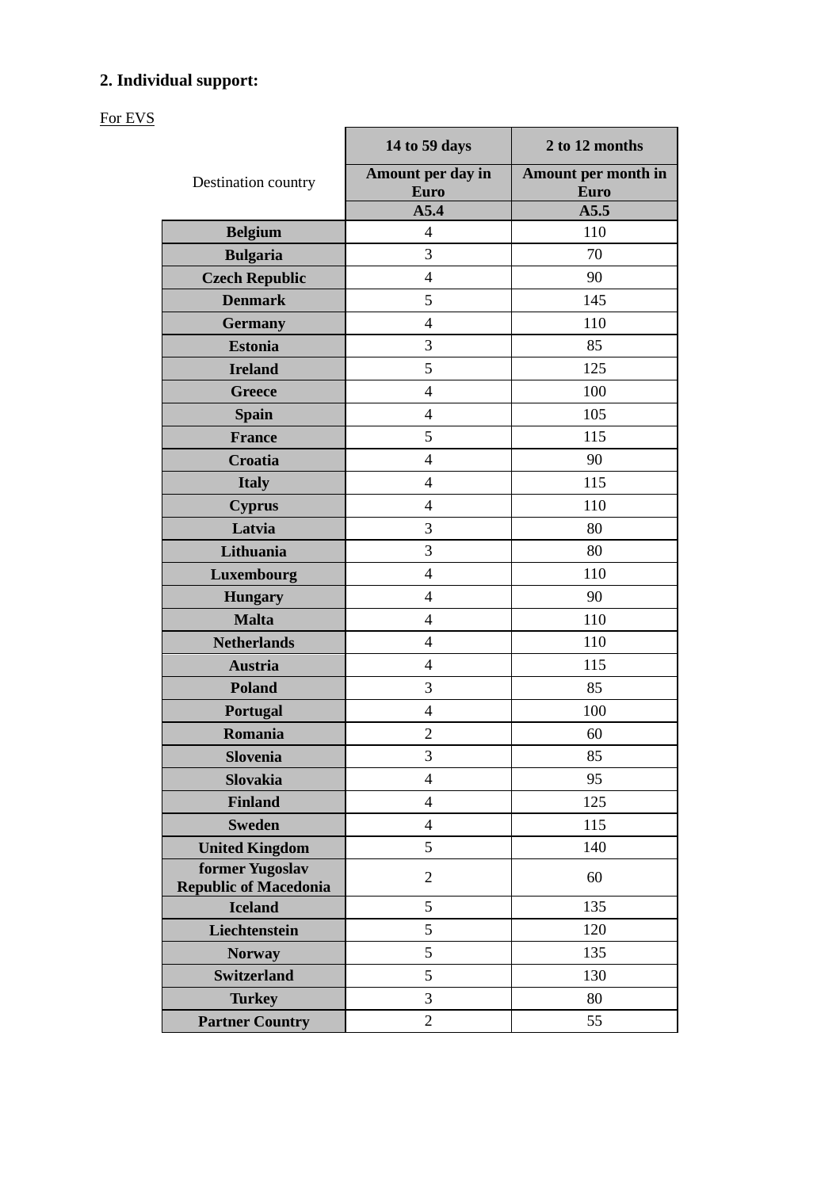## 2. Individual support:

For EVS

| Destination country | 14 to 59 days | 2 to 12 months |
|---|---|---|
| | Amount per day in Euro | Amount per month in Euro |
| | A5.4 | A5.5 |
| **Belgium** | 4 | 110 |
| **Bulgaria** | 3 | 70 |
| **Czech Republic** | 4 | 90 |
| **Denmark** | 5 | 145 |
| **Germany** | 4 | 110 |
| **Estonia** | 3 | 85 |
| **Ireland** | 5 | 125 |
| **Greece** | 4 | 100 |
| **Spain** | 4 | 105 |
| **France** | 5 | 115 |
| **Croatia** | 4 | 90 |
| **Italy** | 4 | 115 |
| **Cyprus** | 4 | 110 |
| **Latvia** | 3 | 80 |
| **Lithuania** | 3 | 80 |
| **Luxembourg** | 4 | 110 |
| **Hungary** | 4 | 90 |
| **Malta** | 4 | 110 |
| **Netherlands** | 4 | 110 |
| **Austria** | 4 | 115 |
| **Poland** | 3 | 85 |
| **Portugal** | 4 | 100 |
| **Romania** | 2 | 60 |
| **Slovenia** | 3 | 85 |
| **Slovakia** | 4 | 95 |
| **Finland** | 4 | 125 |
| **Sweden** | 4 | 115 |
| **United Kingdom** | 5 | 140 |
| **former Yugoslav Republic of Macedonia** | 2 | 60 |
| **Iceland** | 5 | 135 |
| **Liechtenstein** | 5 | 120 |
| **Norway** | 5 | 135 |
| **Switzerland** | 5 | 130 |
| **Turkey** | 3 | 80 |
| **Partner Country** | 2 | 55 |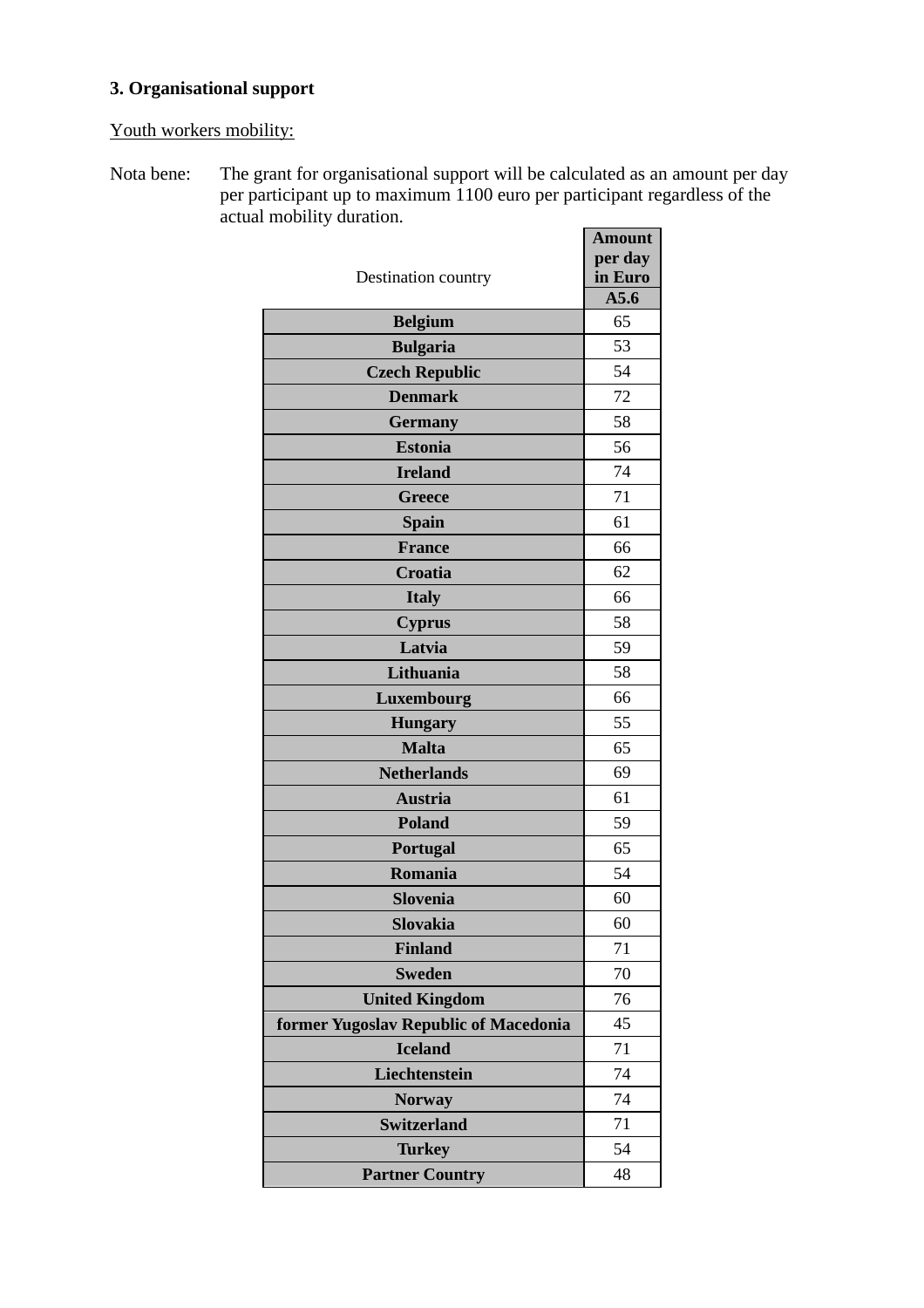### 3. Organisational support

Youth workers mobility:

Nota bene: The grant for organisational support will be calculated as an amount per day per participant up to maximum 1100 euro per participant regardless of the actual mobility duration.

| Destination country | Amount per day in Euro A5.6 |
|---|---|
| **Belgium** | 65 |
| **Bulgaria** | 53 |
| **Czech Republic** | 54 |
| **Denmark** | 72 |
| **Germany** | 58 |
| **Estonia** | 56 |
| **Ireland** | 74 |
| **Greece** | 71 |
| **Spain** | 61 |
| **France** | 66 |
| **Croatia** | 62 |
| **Italy** | 66 |
| **Cyprus** | 58 |
| **Latvia** | 59 |
| **Lithuania** | 58 |
| **Luxembourg** | 66 |
| **Hungary** | 55 |
| **Malta** | 65 |
| **Netherlands** | 69 |
| **Austria** | 61 |
| **Poland** | 59 |
| **Portugal** | 65 |
| **Romania** | 54 |
| **Slovenia** | 60 |
| **Slovakia** | 60 |
| **Finland** | 71 |
| **Sweden** | 70 |
| **United Kingdom** | 76 |
| **former Yugoslav Republic of Macedonia** | 45 |
| **Iceland** | 71 |
| **Liechtenstein** | 74 |
| **Norway** | 74 |
| **Switzerland** | 71 |
| **Turkey** | 54 |
| **Partner Country** | 48 |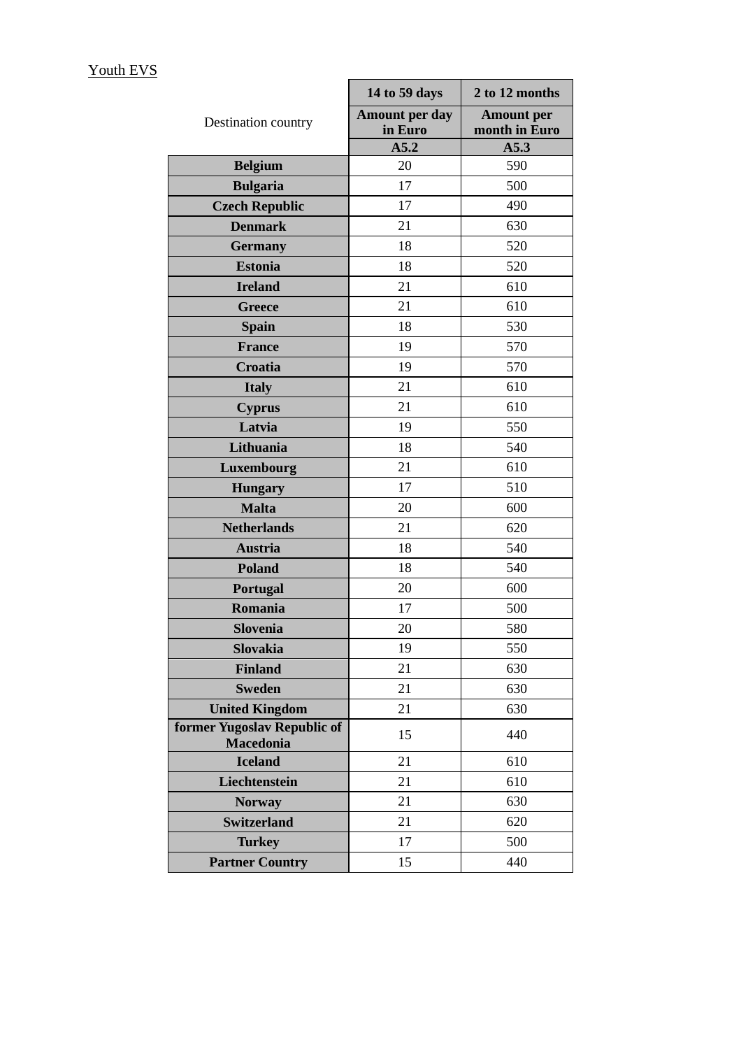Youth EVS

| Destination country | 14 to 59 days | 2 to 12 months |
|---|---|---|
| | Amount per day in Euro | Amount per month in Euro |
| | A5.2 | A5.3 |
| **Belgium** | 20 | 590 |
| **Bulgaria** | 17 | 500 |
| **Czech Republic** | 17 | 490 |
| **Denmark** | 21 | 630 |
| **Germany** | 18 | 520 |
| **Estonia** | 18 | 520 |
| **Ireland** | 21 | 610 |
| **Greece** | 21 | 610 |
| **Spain** | 18 | 530 |
| **France** | 19 | 570 |
| **Croatia** | 19 | 570 |
| **Italy** | 21 | 610 |
| **Cyprus** | 21 | 610 |
| **Latvia** | 19 | 550 |
| **Lithuania** | 18 | 540 |
| **Luxembourg** | 21 | 610 |
| **Hungary** | 17 | 510 |
| **Malta** | 20 | 600 |
| **Netherlands** | 21 | 620 |
| **Austria** | 18 | 540 |
| **Poland** | 18 | 540 |
| **Portugal** | 20 | 600 |
| **Romania** | 17 | 500 |
| **Slovenia** | 20 | 580 |
| **Slovakia** | 19 | 550 |
| **Finland** | 21 | 630 |
| **Sweden** | 21 | 630 |
| **United Kingdom** | 21 | 630 |
| **former Yugoslav Republic of Macedonia** | 15 | 440 |
| **Iceland** | 21 | 610 |
| **Liechtenstein** | 21 | 610 |
| **Norway** | 21 | 630 |
| **Switzerland** | 21 | 620 |
| **Turkey** | 17 | 500 |
| **Partner Country** | 15 | 440 |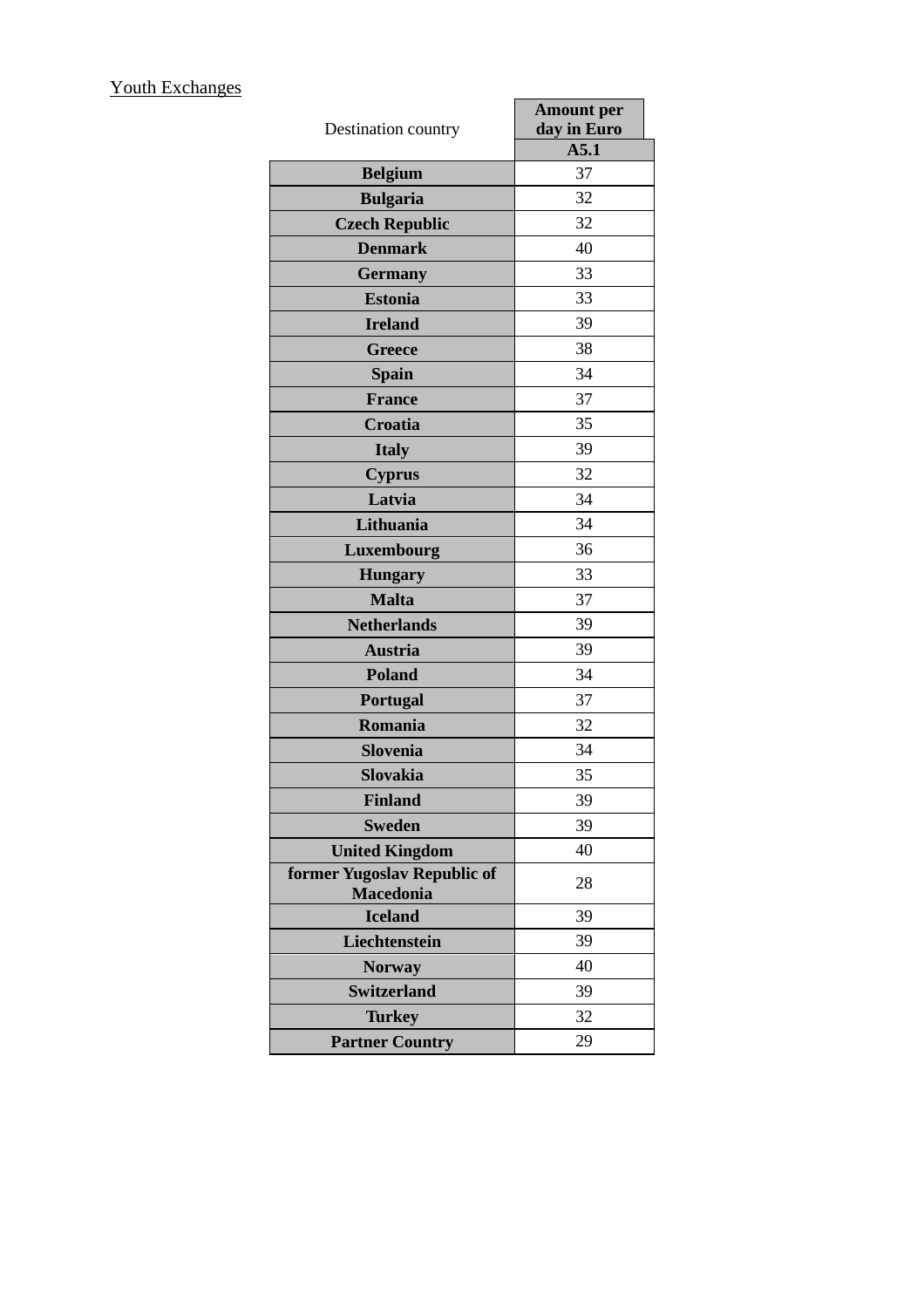Youth Exchanges

| Destination country | Amount per day in Euro<br>A5.1 |
|---|---|
| **Belgium** | 37 |
| **Bulgaria** | 32 |
| **Czech Republic** | 32 |
| **Denmark** | 40 |
| **Germany** | 33 |
| **Estonia** | 33 |
| **Ireland** | 39 |
| **Greece** | 38 |
| **Spain** | 34 |
| **France** | 37 |
| **Croatia** | 35 |
| **Italy** | 39 |
| **Cyprus** | 32 |
| **Latvia** | 34 |
| **Lithuania** | 34 |
| **Luxembourg** | 36 |
| **Hungary** | 33 |
| **Malta** | 37 |
| **Netherlands** | 39 |
| **Austria** | 39 |
| **Poland** | 34 |
| **Portugal** | 37 |
| **Romania** | 32 |
| **Slovenia** | 34 |
| **Slovakia** | 35 |
| **Finland** | 39 |
| **Sweden** | 39 |
| **United Kingdom** | 40 |
| **former Yugoslav Republic of Macedonia** | 28 |
| **Iceland** | 39 |
| **Liechtenstein** | 39 |
| **Norway** | 40 |
| **Switzerland** | 39 |
| **Turkey** | 32 |
| **Partner Country** | 29 |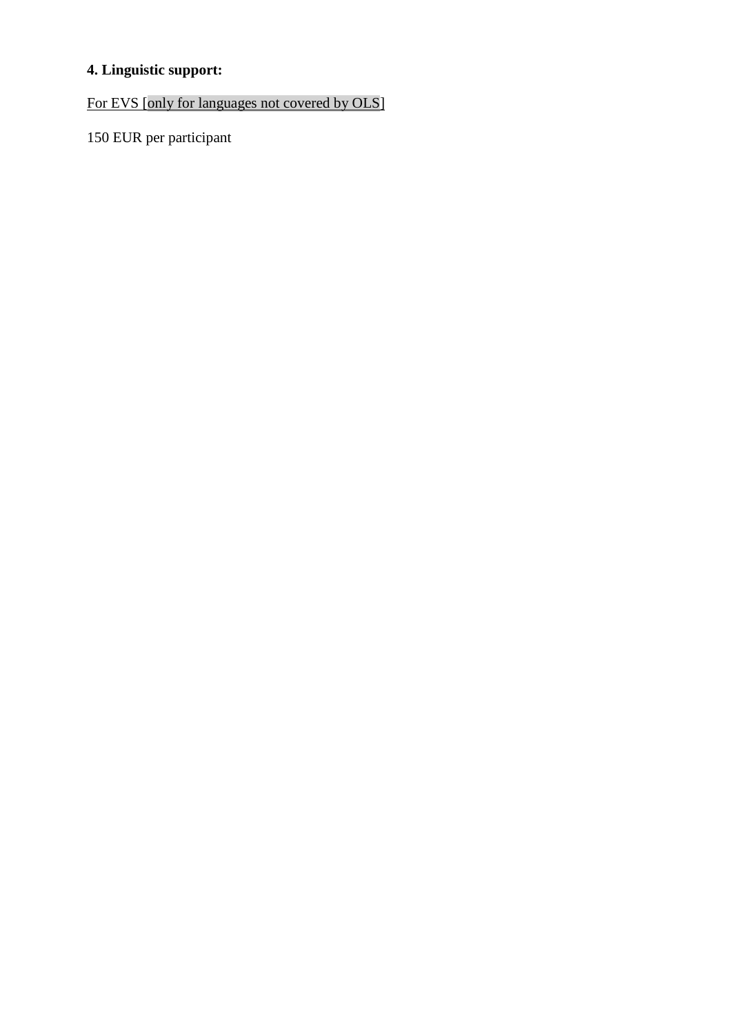**4. Linguistic support:**

For EVS [only for languages not covered by OLS]

150 EUR per participant